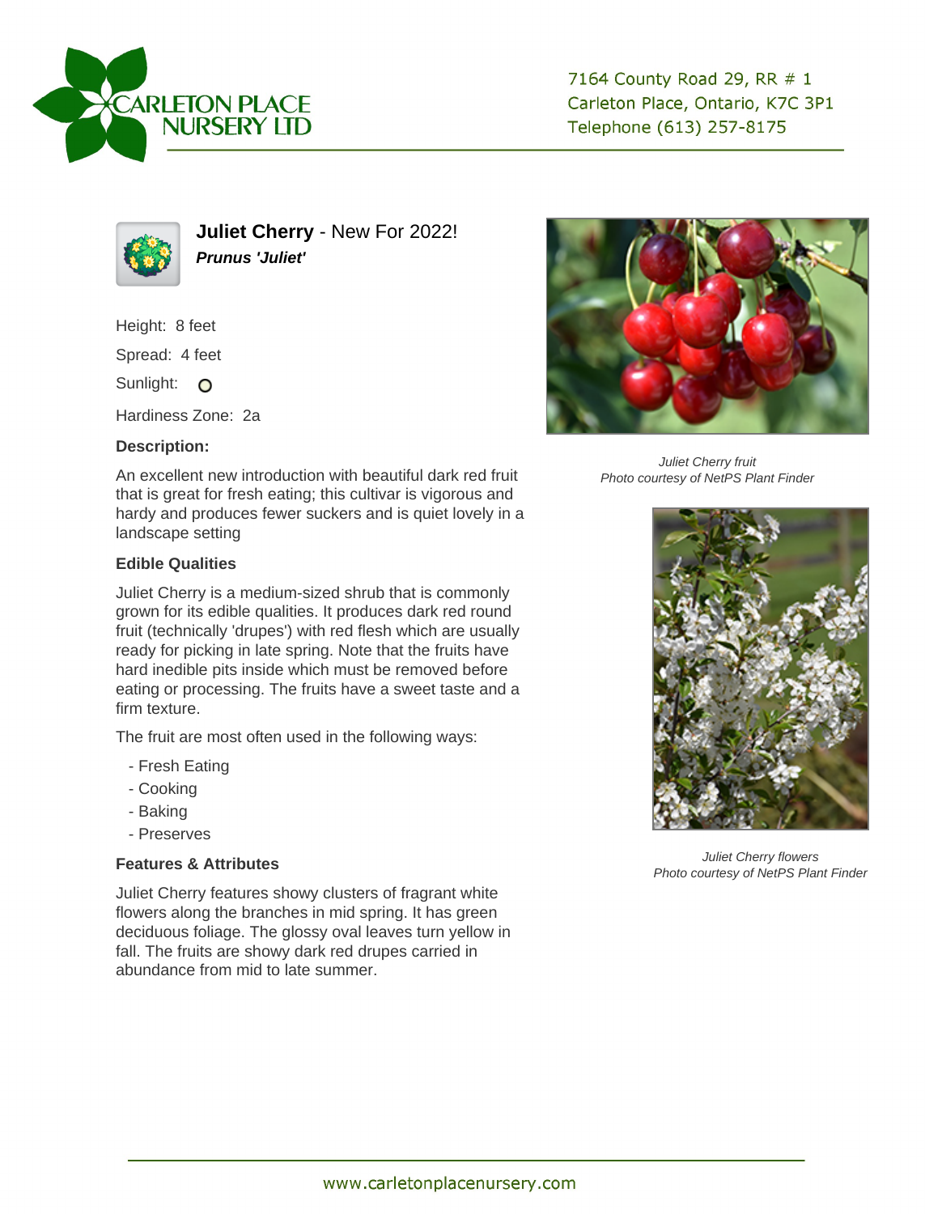# Juliet Cherry - New For 2022!

***Prunus 'Juliet'***

Height: 8 feet

Spread: 4 feet

Sunlight: O

Hardiness Zone: 2a

**Description:**

An excellent new introduction with beautiful dark red fruit that is great for fresh eating; this cultivar is vigorous and hardy and produces fewer suckers and is quiet lovely in a landscape setting

**Edible Qualities**

Juliet Cherry is a medium-sized shrub that is commonly grown for its edible qualities. It produces dark red round fruit (technically 'drupes') with red flesh which are usually ready for picking in late spring. Note that the fruits have hard inedible pits inside which must be removed before eating or processing. The fruits have a sweet taste and a firm texture.

The fruit are most often used in the following ways:

- Fresh Eating
- Cooking
- Baking
- Preserves

**Features & Attributes**

Juliet Cherry features showy clusters of fragrant white flowers along the branches in mid spring. It has green deciduous foliage. The glossy oval leaves turn yellow in fall. The fruits are showy dark red drupes carried in abundance from mid to late summer.

*Juliet Cherry fruit*
*Photo courtesy of NetPS Plant Finder*

*Juliet Cherry flowers*
*Photo courtesy of NetPS Plant Finder*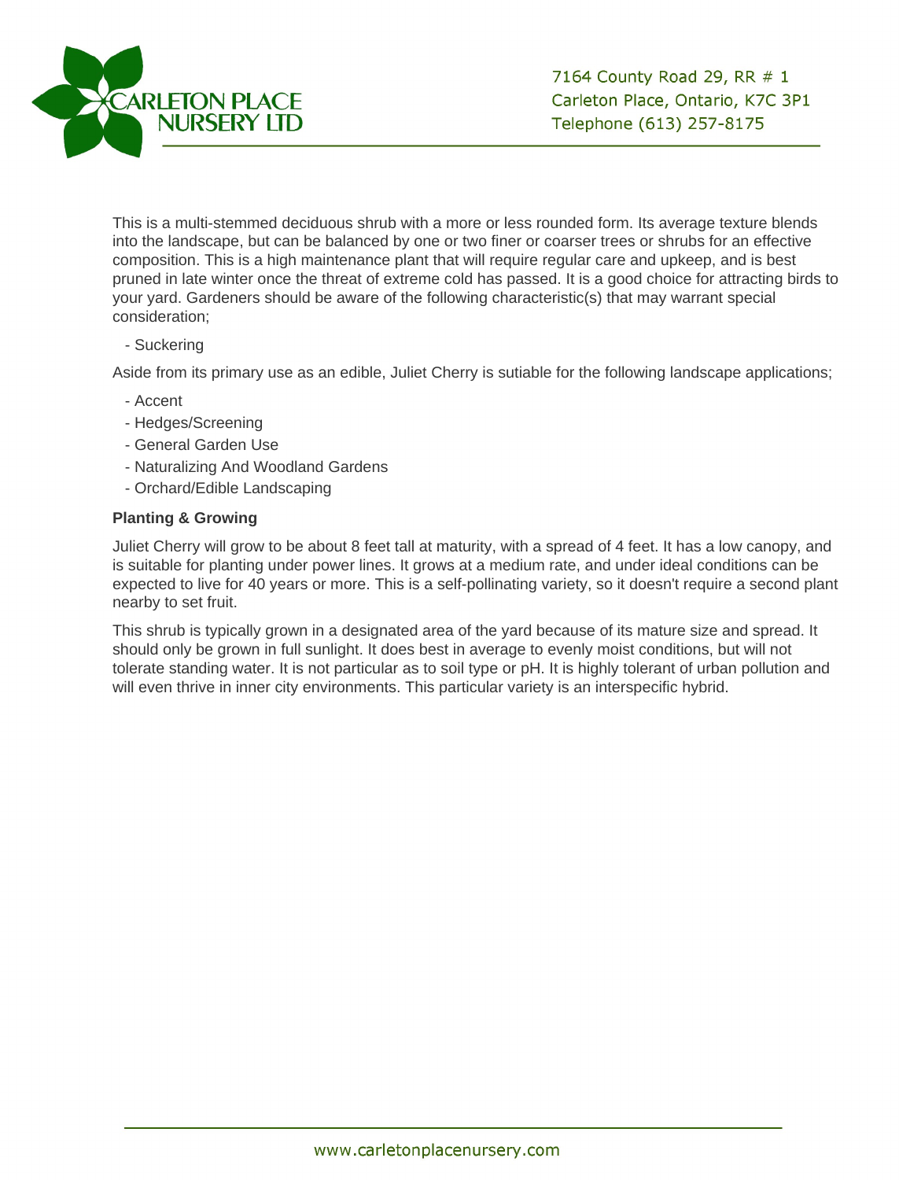This is a multi-stemmed deciduous shrub with a more or less rounded form. Its average texture blends into the landscape, but can be balanced by one or two finer or coarser trees or shrubs for an effective composition. This is a high maintenance plant that will require regular care and upkeep, and is best pruned in late winter once the threat of extreme cold has passed. It is a good choice for attracting birds to your yard. Gardeners should be aware of the following characteristic(s) that may warrant special consideration;

- Suckering

Aside from its primary use as an edible, Juliet Cherry is sutiable for the following landscape applications;

- Accent
- Hedges/Screening
- General Garden Use
- Naturalizing And Woodland Gardens
- Orchard/Edible Landscaping

**Planting & Growing**

Juliet Cherry will grow to be about 8 feet tall at maturity, with a spread of 4 feet. It has a low canopy, and is suitable for planting under power lines. It grows at a medium rate, and under ideal conditions can be expected to live for 40 years or more. This is a self-pollinating variety, so it doesn't require a second plant nearby to set fruit.

This shrub is typically grown in a designated area of the yard because of its mature size and spread. It should only be grown in full sunlight. It does best in average to evenly moist conditions, but will not tolerate standing water. It is not particular as to soil type or pH. It is highly tolerant of urban pollution and will even thrive in inner city environments. This particular variety is an interspecific hybrid.